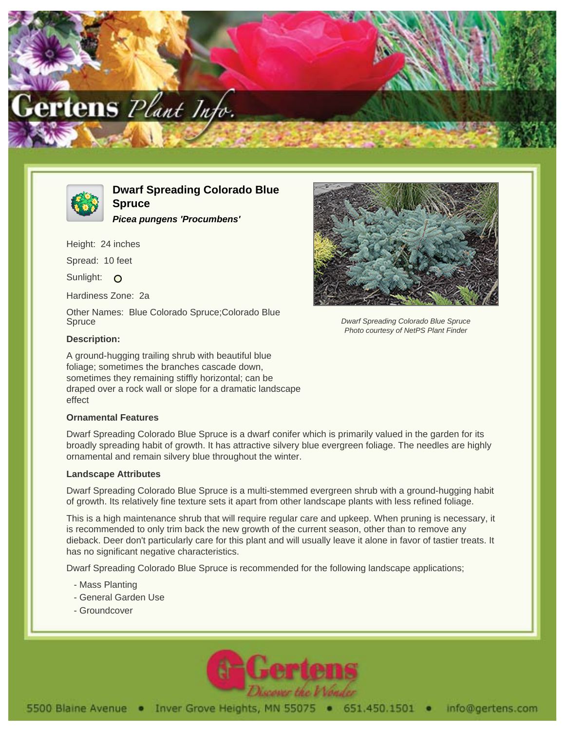# Dwarf Spreading Colorado Blue Spruce

***Picea pungens 'Procumbens'***

Height: 24 inches

Spread: 10 feet

Sunlight: O

Hardiness Zone: 2a

Other Names: Blue Colorado Spruce;Colorado Blue Spruce

*Dwarf Spreading Colorado Blue Spruce*
*Photo courtesy of NetPS Plant Finder*

### Description:

A ground-hugging trailing shrub with beautiful blue foliage; sometimes the branches cascade down, sometimes they remaining stiffly horizontal; can be draped over a rock wall or slope for a dramatic landscape effect

### Ornamental Features

Dwarf Spreading Colorado Blue Spruce is a dwarf conifer which is primarily valued in the garden for its broadly spreading habit of growth. It has attractive silvery blue evergreen foliage. The needles are highly ornamental and remain silvery blue throughout the winter.

### Landscape Attributes

Dwarf Spreading Colorado Blue Spruce is a multi-stemmed evergreen shrub with a ground-hugging habit of growth. Its relatively fine texture sets it apart from other landscape plants with less refined foliage.

This is a high maintenance shrub that will require regular care and upkeep. When pruning is necessary, it is recommended to only trim back the new growth of the current season, other than to remove any dieback. Deer don't particularly care for this plant and will usually leave it alone in favor of tastier treats. It has no significant negative characteristics.

Dwarf Spreading Colorado Blue Spruce is recommended for the following landscape applications;

- Mass Planting
- General Garden Use
- Groundcover

5500 Blaine Avenue • Inver Grove Heights, MN 55075 • 651.450.1501 • info@gertens.com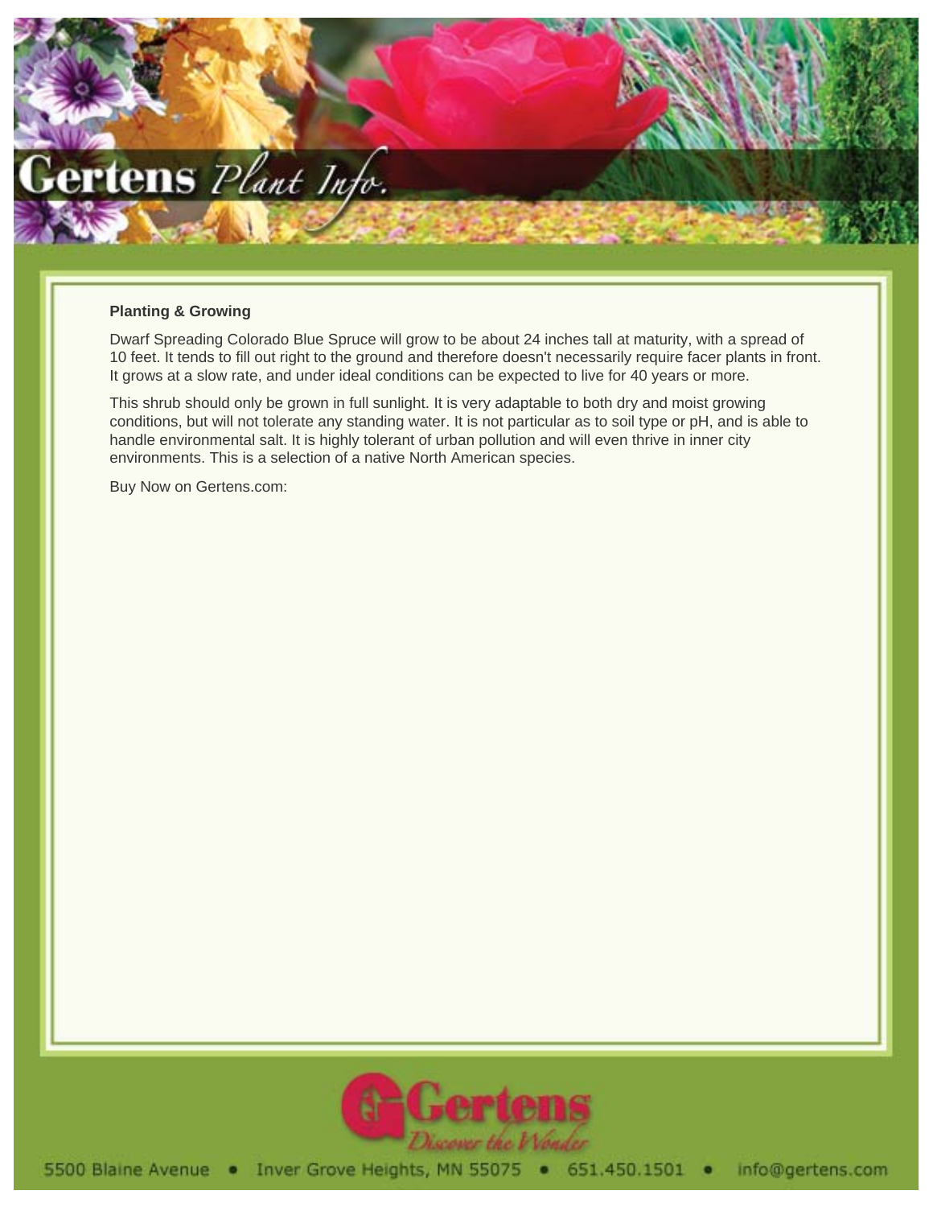## Planting & Growing

Dwarf Spreading Colorado Blue Spruce will grow to be about 24 inches tall at maturity, with a spread of 10 feet. It tends to fill out right to the ground and therefore doesn't necessarily require facer plants in front. It grows at a slow rate, and under ideal conditions can be expected to live for 40 years or more.

This shrub should only be grown in full sunlight. It is very adaptable to both dry and moist growing conditions, but will not tolerate any standing water. It is not particular as to soil type or pH, and is able to handle environmental salt. It is highly tolerant of urban pollution and will even thrive in inner city environments. This is a selection of a native North American species.

Buy Now on Gertens.com: